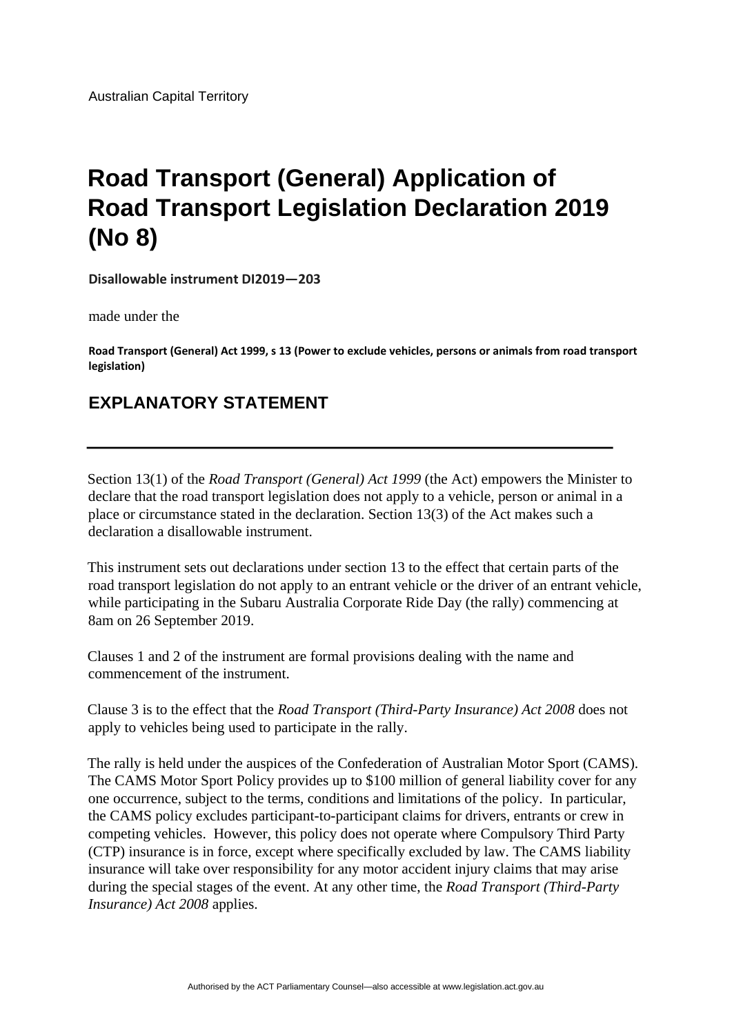Australian Capital Territory

# Road Transport (General) Application of Road Transport Legislation Declaration 2019 (No 8)

**Disallowable instrument DI2019—203**

made under the

**Road Transport (General) Act 1999, s 13 (Power to exclude vehicles, persons or animals from road transport legislation)**

## EXPLANATORY STATEMENT

---

Section 13(1) of the *Road Transport (General) Act 1999* (the Act) empowers the Minister to declare that the road transport legislation does not apply to a vehicle, person or animal in a place or circumstance stated in the declaration. Section 13(3) of the Act makes such a declaration a disallowable instrument.

This instrument sets out declarations under section 13 to the effect that certain parts of the road transport legislation do not apply to an entrant vehicle or the driver of an entrant vehicle, while participating in the Subaru Australia Corporate Ride Day (the rally) commencing at 8am on 26 September 2019.

Clauses 1 and 2 of the instrument are formal provisions dealing with the name and commencement of the instrument.

Clause 3 is to the effect that the *Road Transport (Third-Party Insurance) Act 2008* does not apply to vehicles being used to participate in the rally.

The rally is held under the auspices of the Confederation of Australian Motor Sport (CAMS). The CAMS Motor Sport Policy provides up to $100 million of general liability cover for any one occurrence, subject to the terms, conditions and limitations of the policy. In particular, the CAMS policy excludes participant-to-participant claims for drivers, entrants or crew in competing vehicles. However, this policy does not operate where Compulsory Third Party (CTP) insurance is in force, except where specifically excluded by law. The CAMS liability insurance will take over responsibility for any motor accident injury claims that may arise during the special stages of the event. At any other time, the *Road Transport (Third-Party Insurance) Act 2008* applies.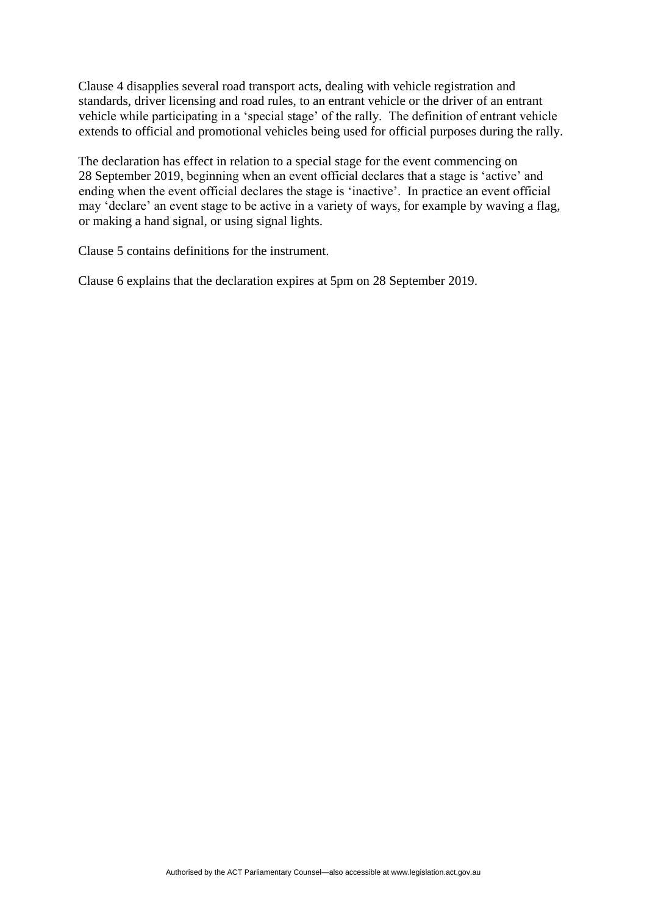Clause 4 disapplies several road transport acts, dealing with vehicle registration and standards, driver licensing and road rules, to an entrant vehicle or the driver of an entrant vehicle while participating in a 'special stage' of the rally. The definition of entrant vehicle extends to official and promotional vehicles being used for official purposes during the rally.

The declaration has effect in relation to a special stage for the event commencing on 28 September 2019, beginning when an event official declares that a stage is 'active' and ending when the event official declares the stage is 'inactive'. In practice an event official may 'declare' an event stage to be active in a variety of ways, for example by waving a flag, or making a hand signal, or using signal lights.

Clause 5 contains definitions for the instrument.

Clause 6 explains that the declaration expires at 5pm on 28 September 2019.